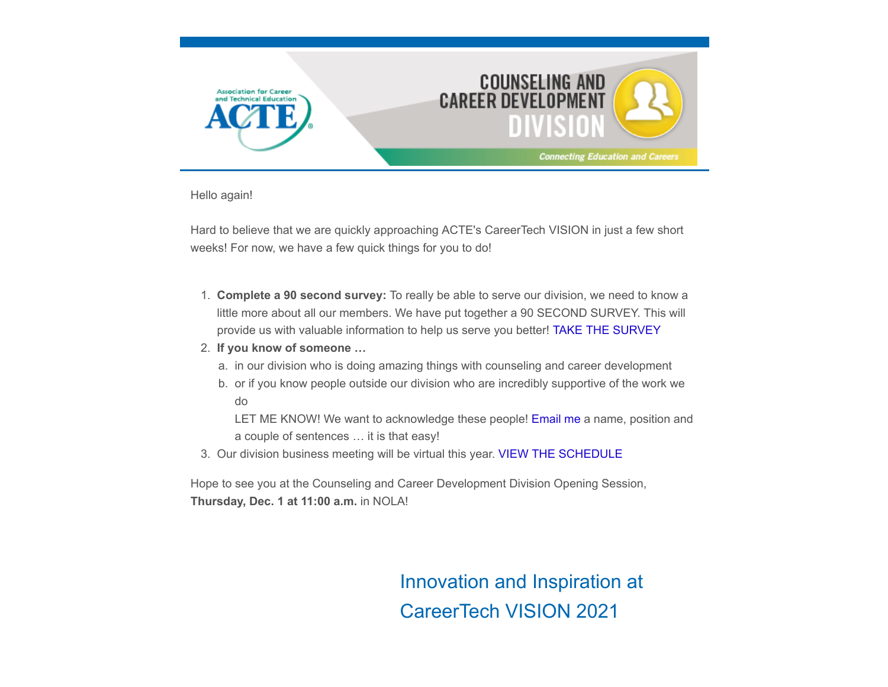Hello again!

Hard to believe that we are quickly approaching ACTE's CareerTech VISION in just a few short weeks! For now, we have a few quick things for you to do!

1. **Complete a 90 second survey:** To really be able to serve our division, we need to know a little more about all our members. We have put together a 90 SECOND SURVEY. This will provide us with valuable information to help us serve you better! TAKE THE SURVEY
2. **If you know of someone …**
   a. in our division who is doing amazing things with counseling and career development
   b. or if you know people outside our division who are incredibly supportive of the work we do

   LET ME KNOW! We want to acknowledge these people! Email me a name, position and a couple of sentences … it is that easy!
3. Our division business meeting will be virtual this year. VIEW THE SCHEDULE

Hope to see you at the Counseling and Career Development Division Opening Session, **Thursday, Dec. 1 at 11:00 a.m.** in NOLA!

## Innovation and Inspiration at CareerTech VISION 2021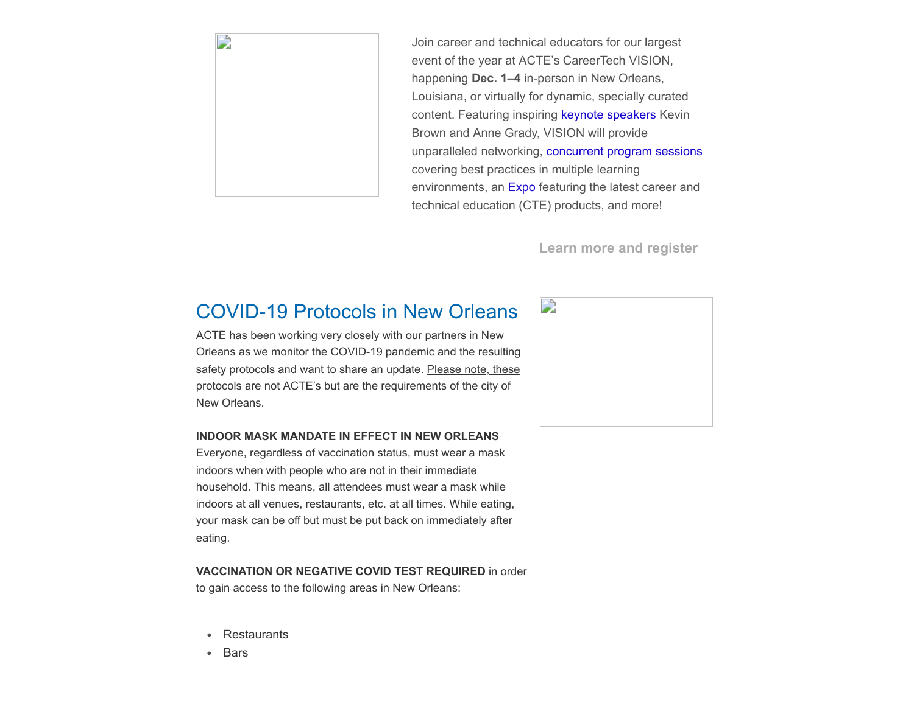Join career and technical educators for our largest event of the year at ACTE's CareerTech VISION, happening **Dec. 1–4** in-person in New Orleans, Louisiana, or virtually for dynamic, specially curated content. Featuring inspiring keynote speakers Kevin Brown and Anne Grady, VISION will provide unparalleled networking, concurrent program sessions covering best practices in multiple learning environments, an Expo featuring the latest career and technical education (CTE) products, and more!

**Learn more and register**

## COVID-19 Protocols in New Orleans

ACTE has been working very closely with our partners in New Orleans as we monitor the COVID-19 pandemic and the resulting safety protocols and want to share an update. Please note, these protocols are not ACTE's but are the requirements of the city of New Orleans.

**INDOOR MASK MANDATE IN EFFECT IN NEW ORLEANS**
Everyone, regardless of vaccination status, must wear a mask indoors when with people who are not in their immediate household. This means, all attendees must wear a mask while indoors at all venues, restaurants, etc. at all times. While eating, your mask can be off but must be put back on immediately after eating.

**VACCINATION OR NEGATIVE COVID TEST REQUIRED** in order to gain access to the following areas in New Orleans:

- Restaurants
- Bars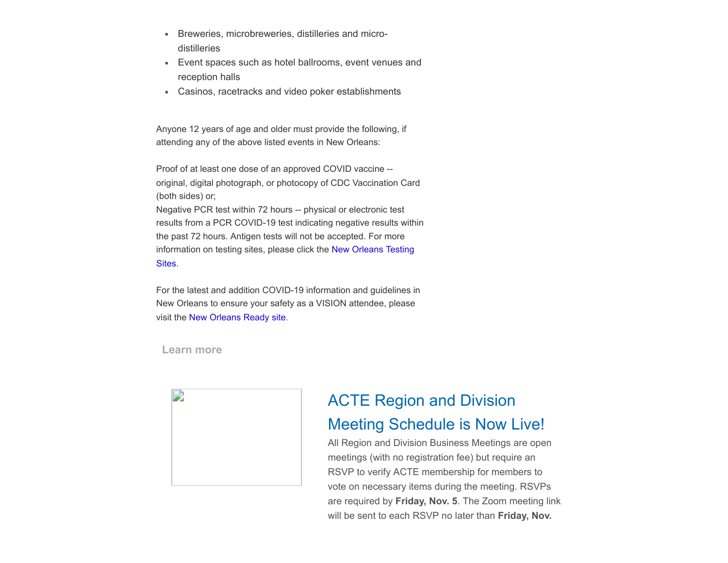- Breweries, microbreweries, distilleries and micro-distilleries
- Event spaces such as hotel ballrooms, event venues and reception halls
- Casinos, racetracks and video poker establishments

Anyone 12 years of age and older must provide the following, if attending any of the above listed events in New Orleans:

Proof of at least one dose of an approved COVID vaccine -- original, digital photograph, or photocopy of CDC Vaccination Card (both sides) or;
Negative PCR test within 72 hours -- physical or electronic test results from a PCR COVID-19 test indicating negative results within the past 72 hours. Antigen tests will not be accepted. For more information on testing sites, please click the New Orleans Testing Sites.

For the latest and addition COVID-19 information and guidelines in New Orleans to ensure your safety as a VISION attendee, please visit the New Orleans Ready site.

Learn more

## ACTE Region and Division Meeting Schedule is Now Live!

All Region and Division Business Meetings are open meetings (with no registration fee) but require an RSVP to verify ACTE membership for members to vote on necessary items during the meeting. RSVPs are required by **Friday, Nov. 5**. The Zoom meeting link will be sent to each RSVP no later than **Friday, Nov.**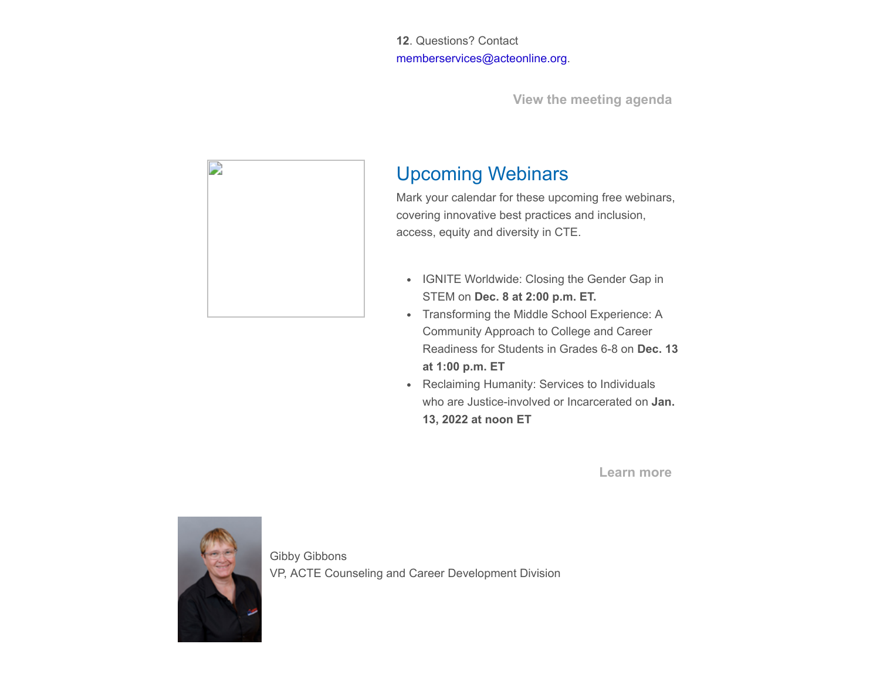**12**. Questions? Contact memberservices@acteonline.org.

View the meeting agenda

## Upcoming Webinars

Mark your calendar for these upcoming free webinars, covering innovative best practices and inclusion, access, equity and diversity in CTE.

- IGNITE Worldwide: Closing the Gender Gap in STEM on **Dec. 8 at 2:00 p.m. ET.**
- Transforming the Middle School Experience: A Community Approach to College and Career Readiness for Students in Grades 6-8 on **Dec. 13 at 1:00 p.m. ET**
- Reclaiming Humanity: Services to Individuals who are Justice-involved or Incarcerated on **Jan. 13, 2022 at noon ET**

Learn more

Gibby Gibbons
VP, ACTE Counseling and Career Development Division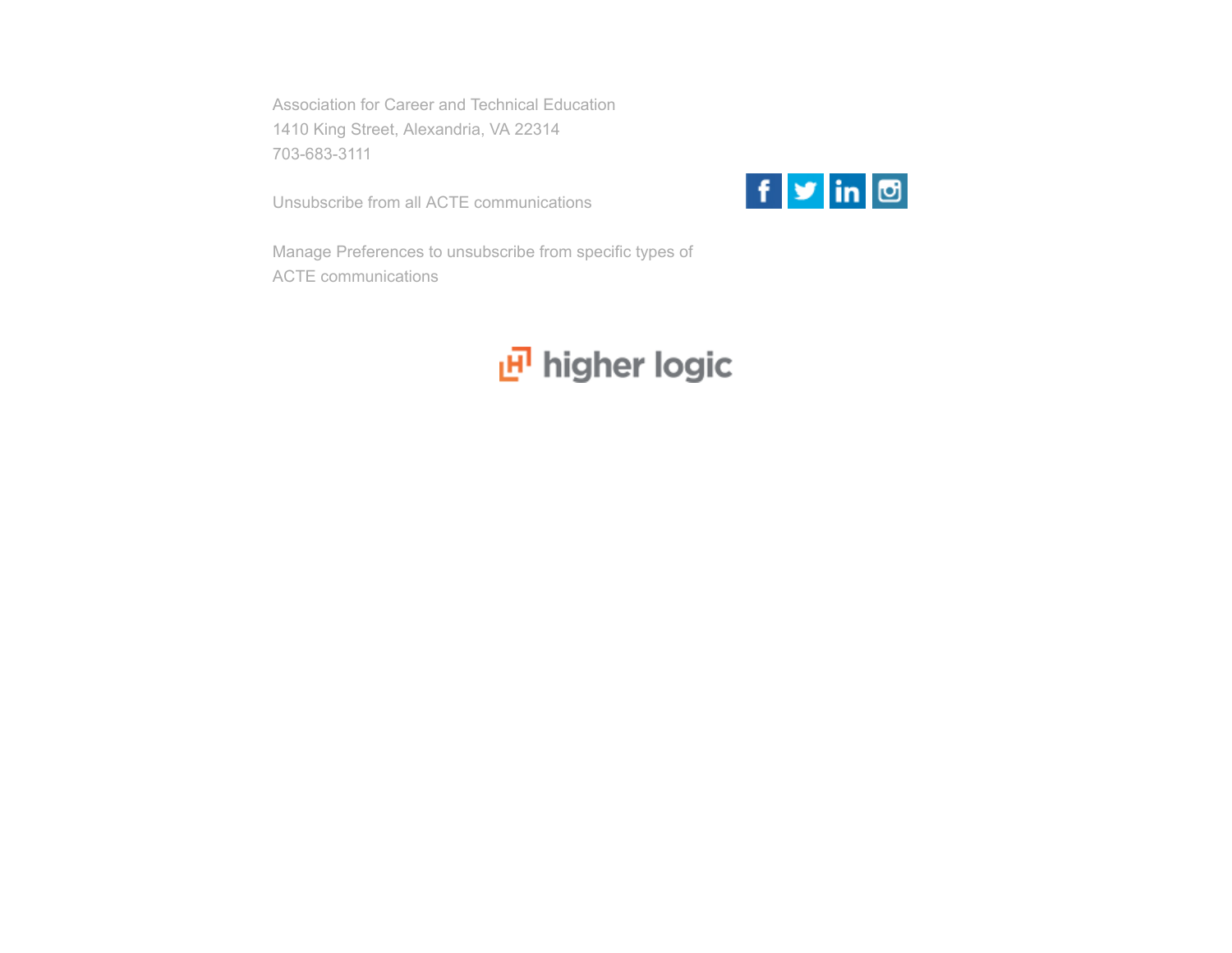Association for Career and Technical Education
1410 King Street, Alexandria, VA 22314
703-683-3111

Unsubscribe from all ACTE communications

Manage Preferences to unsubscribe from specific types of ACTE communications

higher logic